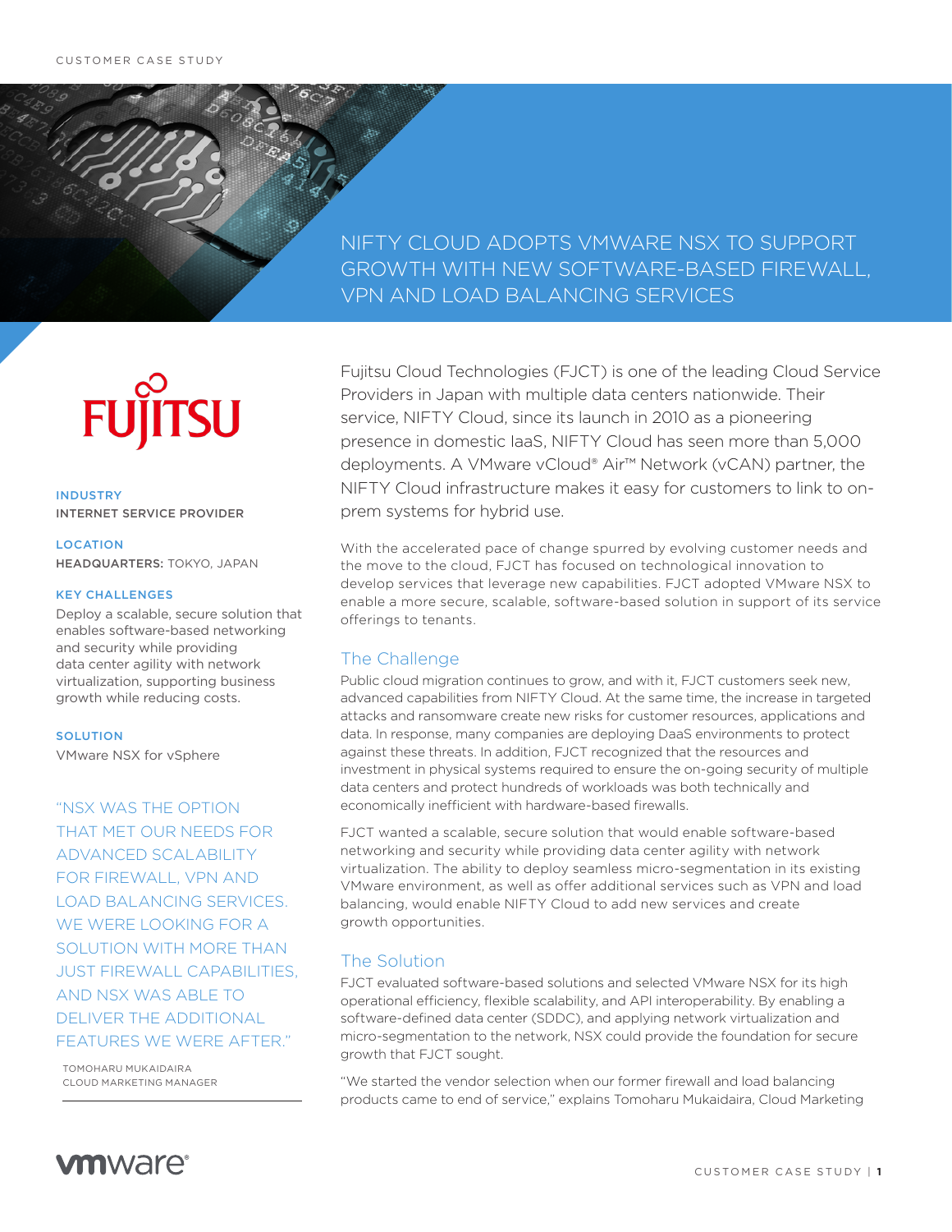CUSTOMER CASE STUDY

# NIFTY CLOUD ADOPTS VMWARE NSX TO SUPPORT GROWTH WITH NEW SOFTWARE-BASED FIREWALL, VPN AND LOAD BALANCING SERVICES

**INDUSTRY**
INTERNET SERVICE PROVIDER

**LOCATION**
**HEADQUARTERS:** TOKYO, JAPAN

**KEY CHALLENGES**
Deploy a scalable, secure solution that enables software-based networking and security while providing data center agility with network virtualization, supporting business growth while reducing costs.

**SOLUTION**
VMware NSX for vSphere

"NSX WAS THE OPTION THAT MET OUR NEEDS FOR ADVANCED SCALABILITY FOR FIREWALL, VPN AND LOAD BALANCING SERVICES. WE WERE LOOKING FOR A SOLUTION WITH MORE THAN JUST FIREWALL CAPABILITIES, AND NSX WAS ABLE TO DELIVER THE ADDITIONAL FEATURES WE WERE AFTER."

TOMOHARU MUKAIDAIRA
CLOUD MARKETING MANAGER

Fujitsu Cloud Technologies (FJCT) is one of the leading Cloud Service Providers in Japan with multiple data centers nationwide. Their service, NIFTY Cloud, since its launch in 2010 as a pioneering presence in domestic IaaS, NIFTY Cloud has seen more than 5,000 deployments. A VMware vCloud® Air™ Network (vCAN) partner, the NIFTY Cloud infrastructure makes it easy for customers to link to on-prem systems for hybrid use.

With the accelerated pace of change spurred by evolving customer needs and the move to the cloud, FJCT has focused on technological innovation to develop services that leverage new capabilities. FJCT adopted VMware NSX to enable a more secure, scalable, software-based solution in support of its service offerings to tenants.

## The Challenge

Public cloud migration continues to grow, and with it, FJCT customers seek new, advanced capabilities from NIFTY Cloud. At the same time, the increase in targeted attacks and ransomware create new risks for customer resources, applications and data. In response, many companies are deploying DaaS environments to protect against these threats. In addition, FJCT recognized that the resources and investment in physical systems required to ensure the on-going security of multiple data centers and protect hundreds of workloads was both technically and economically inefficient with hardware-based firewalls.

FJCT wanted a scalable, secure solution that would enable software-based networking and security while providing data center agility with network virtualization. The ability to deploy seamless micro-segmentation in its existing VMware environment, as well as offer additional services such as VPN and load balancing, would enable NIFTY Cloud to add new services and create growth opportunities.

## The Solution

FJCT evaluated software-based solutions and selected VMware NSX for its high operational efficiency, flexible scalability, and API interoperability. By enabling a software-defined data center (SDDC), and applying network virtualization and micro-segmentation to the network, NSX could provide the foundation for secure growth that FJCT sought.

"We started the vendor selection when our former firewall and load balancing products came to end of service," explains Tomoharu Mukaidaira, Cloud Marketing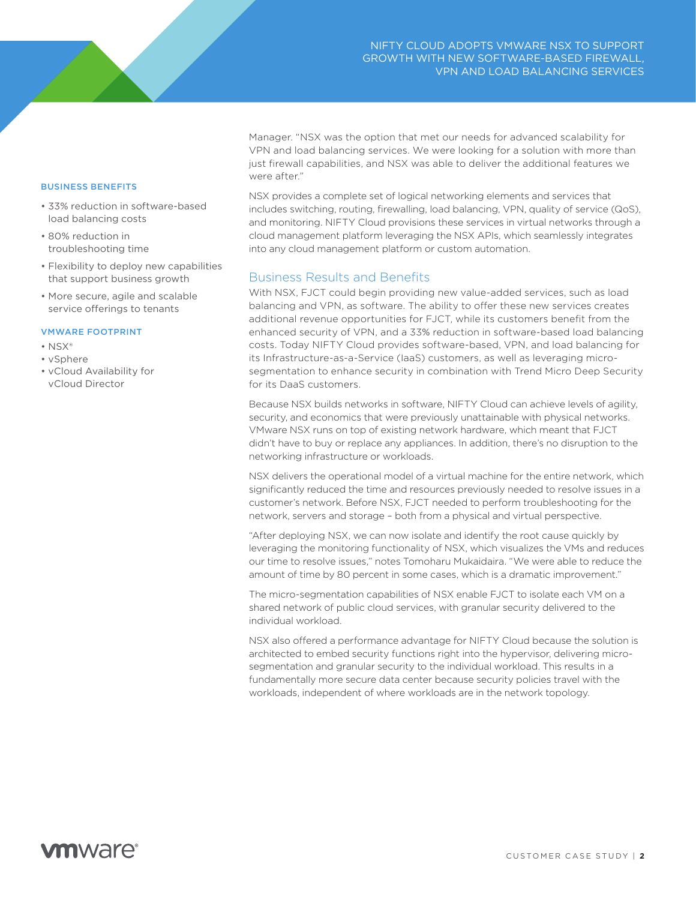### BUSINESS BENEFITS

- 33% reduction in software-based load balancing costs
- 80% reduction in troubleshooting time
- Flexibility to deploy new capabilities that support business growth
- More secure, agile and scalable service offerings to tenants

### VMWARE FOOTPRINT

- NSX®
- vSphere
- vCloud Availability for vCloud Director

Manager. "NSX was the option that met our needs for advanced scalability for VPN and load balancing services. We were looking for a solution with more than just firewall capabilities, and NSX was able to deliver the additional features we were after."

NSX provides a complete set of logical networking elements and services that includes switching, routing, firewalling, load balancing, VPN, quality of service (QoS), and monitoring. NIFTY Cloud provisions these services in virtual networks through a cloud management platform leveraging the NSX APIs, which seamlessly integrates into any cloud management platform or custom automation.

## Business Results and Benefits

With NSX, FJCT could begin providing new value-added services, such as load balancing and VPN, as software. The ability to offer these new services creates additional revenue opportunities for FJCT, while its customers benefit from the enhanced security of VPN, and a 33% reduction in software-based load balancing costs. Today NIFTY Cloud provides software-based, VPN, and load balancing for its Infrastructure-as-a-Service (IaaS) customers, as well as leveraging micro-segmentation to enhance security in combination with Trend Micro Deep Security for its DaaS customers.

Because NSX builds networks in software, NIFTY Cloud can achieve levels of agility, security, and economics that were previously unattainable with physical networks. VMware NSX runs on top of existing network hardware, which meant that FJCT didn't have to buy or replace any appliances. In addition, there's no disruption to the networking infrastructure or workloads.

NSX delivers the operational model of a virtual machine for the entire network, which significantly reduced the time and resources previously needed to resolve issues in a customer's network. Before NSX, FJCT needed to perform troubleshooting for the network, servers and storage – both from a physical and virtual perspective.

"After deploying NSX, we can now isolate and identify the root cause quickly by leveraging the monitoring functionality of NSX, which visualizes the VMs and reduces our time to resolve issues," notes Tomoharu Mukaidaira. "We were able to reduce the amount of time by 80 percent in some cases, which is a dramatic improvement."

The micro-segmentation capabilities of NSX enable FJCT to isolate each VM on a shared network of public cloud services, with granular security delivered to the individual workload.

NSX also offered a performance advantage for NIFTY Cloud because the solution is architected to embed security functions right into the hypervisor, delivering micro-segmentation and granular security to the individual workload. This results in a fundamentally more secure data center because security policies travel with the workloads, independent of where workloads are in the network topology.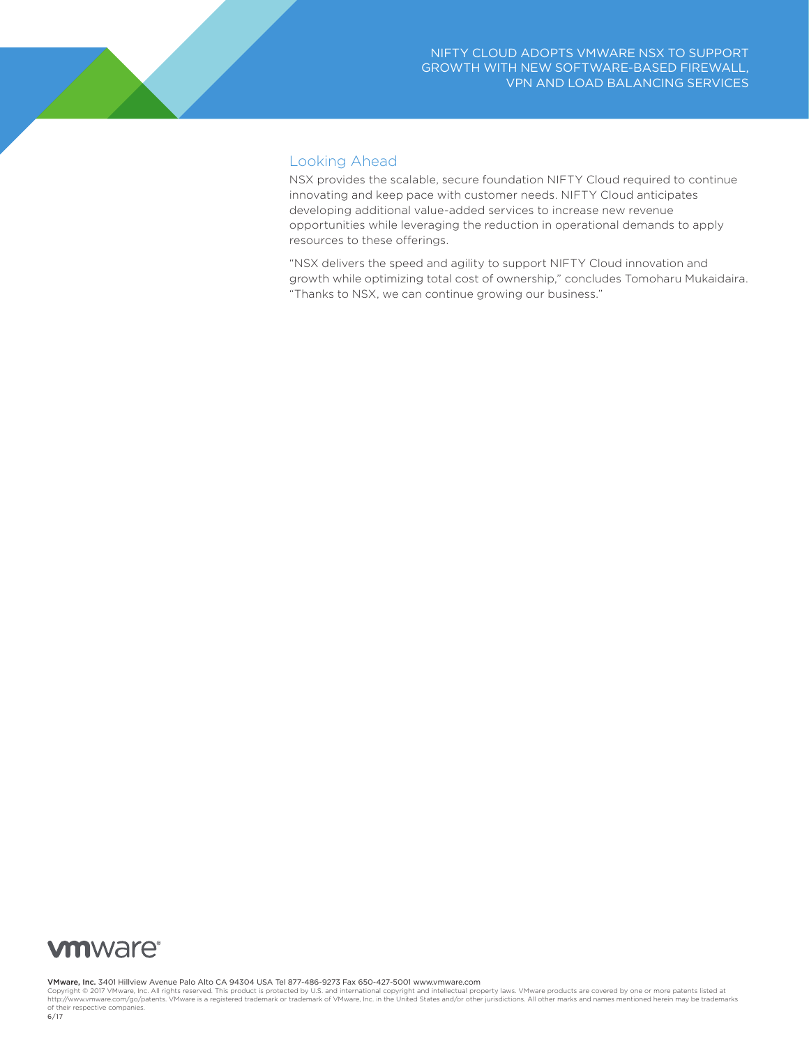## Looking Ahead

NSX provides the scalable, secure foundation NIFTY Cloud required to continue innovating and keep pace with customer needs. NIFTY Cloud anticipates developing additional value-added services to increase new revenue opportunities while leveraging the reduction in operational demands to apply resources to these offerings.

"NSX delivers the speed and agility to support NIFTY Cloud innovation and growth while optimizing total cost of ownership," concludes Tomoharu Mukaidaira. "Thanks to NSX, we can continue growing our business."

**VMware, Inc.** 3401 Hillview Avenue Palo Alto CA 94304 USA Tel 877-486-9273 Fax 650-427-5001 www.vmware.com
Copyright © 2017 VMware, Inc. All rights reserved. This product is protected by U.S. and international copyright and intellectual property laws. VMware products are covered by one or more patents listed at http://www.vmware.com/go/patents. VMware is a registered trademark or trademark of VMware, Inc. in the United States and/or other jurisdictions. All other marks and names mentioned herein may be trademarks of their respective companies.
6/17